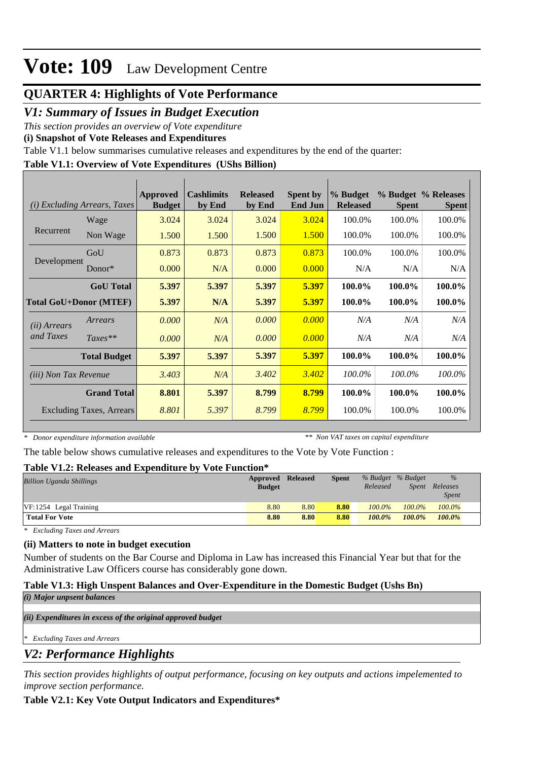# Vote: 109 Law Development Centre

## QUARTER 4: Highlights of Vote Performance

## *V1: Summary of Issues in Budget Execution*

*This section provides an overview of Vote expenditure*

**(i) Snapshot of Vote Releases and Expenditures**

Table V1.1 below summarises cumulative releases and expenditures by the end of the quarter:

**Table V1.1: Overview of Vote Expenditures (UShs Billion)**

| *(i) Excluding Arrears, Taxes* | | Approved Budget | Cashlimits by End | Released by End | Spent by End Jun | % Budget Released | % Budget Spent | % Releases Spent |
|---|---|---|---|---|---|---|---|---|
| Recurrent | Wage | 3.024 | 3.024 | 3.024 | 3.024 | 100.0% | 100.0% | 100.0% |
| | Non Wage | 1.500 | 1.500 | 1.500 | 1.500 | 100.0% | 100.0% | 100.0% |
| Development | GoU | 0.873 | 0.873 | 0.873 | 0.873 | 100.0% | 100.0% | 100.0% |
| | Donor* | 0.000 | N/A | 0.000 | 0.000 | N/A | N/A | N/A |
| | **GoU Total** | **5.397** | **5.397** | **5.397** | **5.397** | **100.0%** | **100.0%** | **100.0%** |
| **Total GoU+Donor (MTEF)** | | **5.397** | **N/A** | **5.397** | **5.397** | **100.0%** | **100.0%** | **100.0%** |
| *(ii) Arrears and Taxes* | *Arrears* | *0.000* | *N/A* | *0.000* | *0.000* | *N/A* | *N/A* | *N/A* |
| | *Taxes*** | *0.000* | *N/A* | *0.000* | *0.000* | *N/A* | *N/A* | *N/A* |
| | **Total Budget** | **5.397** | **5.397** | **5.397** | **5.397** | **100.0%** | **100.0%** | **100.0%** |
| *(iii) Non Tax Revenue* | | *3.403* | *N/A* | *3.402* | *3.402* | *100.0%* | *100.0%* | *100.0%* |
| | **Grand Total** | **8.801** | **5.397** | **8.799** | **8.799** | **100.0%** | **100.0%** | **100.0%** |
| Excluding Taxes, Arrears | | *8.801* | *5.397* | *8.799* | *8.799* | 100.0% | 100.0% | 100.0% |

*\* Donor expenditure information available* *\*\* Non VAT taxes on capital expenditure*

The table below shows cumulative releases and expenditures to the Vote by Vote Function :

**Table V1.2: Releases and Expenditure by Vote Function\***

| *Billion Uganda Shillings* | Approved Budget | Released | Spent | *% Budget Released* | *% Budget Spent* | *% Releases Spent* |
|---|---|---|---|---|---|---|
| VF:1254 Legal Training | 8.80 | 8.80 | **8.80** | *100.0%* | *100.0%* | *100.0%* |
| **Total For Vote** | **8.80** | **8.80** | **8.80** | ***100.0%*** | ***100.0%*** | ***100.0%*** |

*\* Excluding Taxes and Arrears*

**(ii) Matters to note in budget execution**

Number of students on the Bar Course and Diploma in Law has increased this Financial Year but that for the Administrative Law Officers course has considerably gone down.

**Table V1.3: High Unspent Balances and Over-Expenditure in the Domestic Budget (Ushs Bn)**

***(i) Major unpsent balances***

***(ii) Expenditures in excess of the original approved budget***

*\* Excluding Taxes and Arrears*

## *V2: Performance Highlights*

*This section provides highlights of output performance, focusing on key outputs and actions impelemented to improve section performance.*

**Table V2.1: Key Vote Output Indicators and Expenditures\***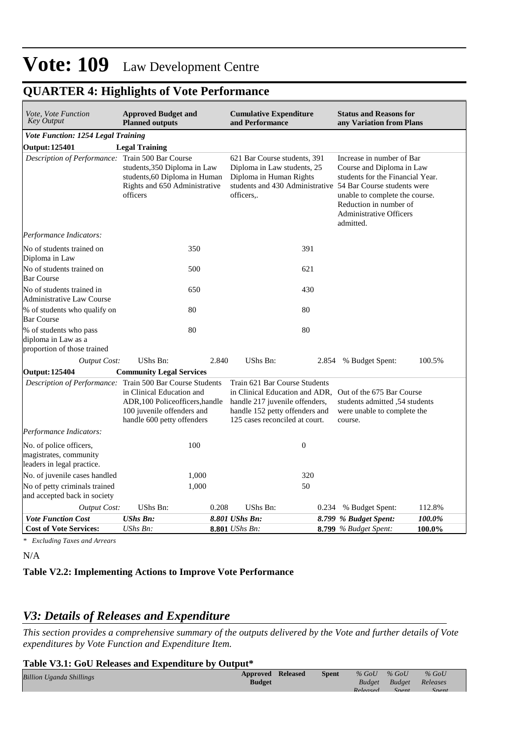# Vote: 109 Law Development Centre

## QUARTER 4: Highlights of Vote Performance

| *Vote, Vote Function Key Output* | **Approved Budget and Planned outputs** | | **Cumulative Expenditure and Performance** | | **Status and Reasons for any Variation from Plans** | |
|---|---|---|---|---|---|---|
| ***Vote Function: 1254 Legal Training*** | | | | | | |
| **Output: 125401** | **Legal Training** | | | | | |
| *Description of Performance:* | Train 500 Bar Course students,350 Diploma in Law students,60 Diploma in Human Rights and 650 Administrative officers | | 621 Bar Course students, 391 Diploma in Law students, 25 Diploma in Human Rights students and 430 Administrative officers,. | | Increase in number of Bar Course and Diploma in Law students for the Financial Year. 54 Bar Course students were unable to complete the course. Reduction in number of Administrative Officers admitted. | |
| *Performance Indicators:* | | | | | | |
| No of students trained on Diploma in Law | | 350 | | 391 | | |
| No of students trained on Bar Course | | 500 | | 621 | | |
| No of students trained in Administrative Law Course | | 650 | | 430 | | |
| % of students who qualify on Bar Course | | 80 | | 80 | | |
| % of students who pass diploma in Law as a proportion of those trained | | 80 | | 80 | | |
| *Output Cost:* | UShs Bn: | 2.840 | UShs Bn: | 2.854 | % Budget Spent: | 100.5% |
| **Output: 125404** | **Community Legal Services** | | | | | |
| *Description of Performance:* | Train 500 Bar Course Students in Clinical Education and ADR,100 Policeofficers,handle 100 juvenile offenders and handle 600 petty offenders | | Train 621 Bar Course Students in Clinical Education and ADR, handle 217 juvenile offenders, handle 152 petty offenders and 125 cases reconciled at court. | | Out of the 675 Bar Course students admitted ,54 students were unable to complete the course. | |
| *Performance Indicators:* | | | | | | |
| No. of police officers, magistrates, community leaders in legal practice. | | 100 | | 0 | | |
| No. of juvenile cases handled | | 1,000 | | 320 | | |
| No of petty criminals trained and accepted back in society | | 1,000 | | 50 | | |
| *Output Cost:* | UShs Bn: | 0.208 | UShs Bn: | 0.234 | % Budget Spent: | 112.8% |
| ***Vote Function Cost*** | ***UShs Bn:*** | | ***8.801 UShs Bn:*** | | ***8.799 % Budget Spent:*** | ***100.0%*** |
| **Cost of Vote Services:** | *UShs Bn:* | | **8.801** *UShs Bn:* | | **8.799** *% Budget Spent:* | **100.0%** |

*\* Excluding Taxes and Arrears*

N/A

**Table V2.2: Implementing Actions to Improve Vote Performance**

## *V3: Details of Releases and Expenditure*

*This section provides a comprehensive summary of the outputs delivered by the Vote and further details of Vote expenditures by Vote Function and Expenditure Item.*

**Table V3.1: GoU Releases and Expenditure by Output\***

| *Billion Uganda Shillings* | **Approved Budget** | **Released** | **Spent** | *% GoU Budget Released* | *% GoU Budget Spent* | *% GoU Releases Spent* |
|---|---|---|---|---|---|---|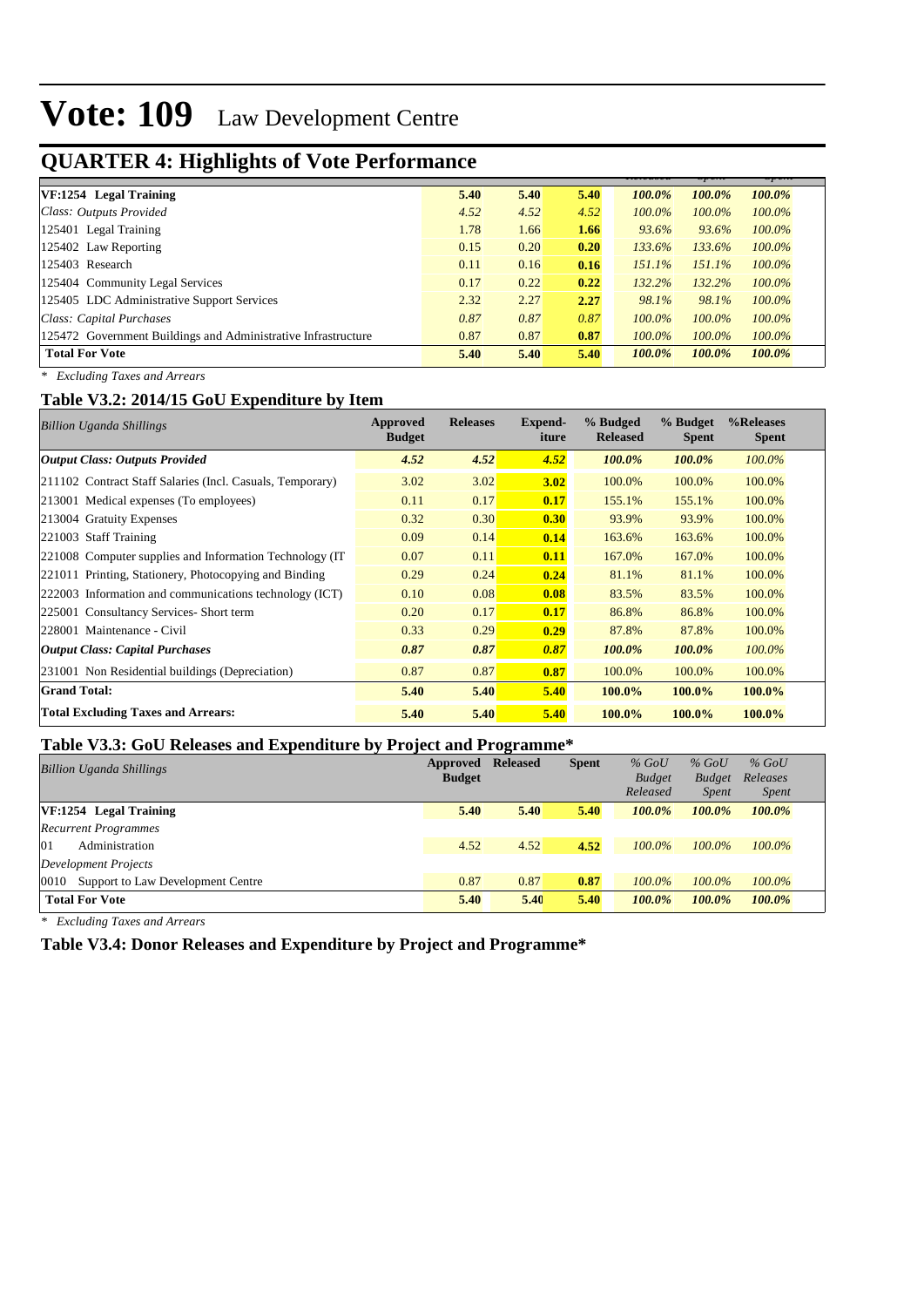# Vote: 109 Law Development Centre

## QUARTER 4: Highlights of Vote Performance

| | | | | Released | Spent | Spent |
|---|---|---|---|---|---|---|
| **VF:1254 Legal Training** | **5.40** | **5.40** | **5.40** | ***100.0%*** | ***100.0%*** | ***100.0%*** |
| *Class: Outputs Provided* | *4.52* | *4.52* | *4.52* | *100.0%* | *100.0%* | *100.0%* |
| 125401 Legal Training | 1.78 | 1.66 | **1.66** | *93.6%* | *93.6%* | *100.0%* |
| 125402 Law Reporting | 0.15 | 0.20 | **0.20** | *133.6%* | *133.6%* | *100.0%* |
| 125403 Research | 0.11 | 0.16 | **0.16** | *151.1%* | *151.1%* | *100.0%* |
| 125404 Community Legal Services | 0.17 | 0.22 | **0.22** | *132.2%* | *132.2%* | *100.0%* |
| 125405 LDC Administrative Support Services | 2.32 | 2.27 | **2.27** | *98.1%* | *98.1%* | *100.0%* |
| *Class: Capital Purchases* | *0.87* | *0.87* | *0.87* | *100.0%* | *100.0%* | *100.0%* |
| 125472 Government Buildings and Administrative Infrastructure | 0.87 | 0.87 | **0.87** | *100.0%* | *100.0%* | *100.0%* |
| **Total For Vote** | **5.40** | **5.40** | **5.40** | ***100.0%*** | ***100.0%*** | ***100.0%*** |

*\* Excluding Taxes and Arrears*

### Table V3.2: 2014/15 GoU Expenditure by Item

| *Billion Uganda Shillings* | Approved Budget | Releases | Expend-iture | % Budged Released | % Budget Spent | %Releases Spent |
|---|---|---|---|---|---|---|
| ***Output Class: Outputs Provided*** | ***4.52*** | ***4.52*** | ***4.52*** | ***100.0%*** | ***100.0%*** | *100.0%* |
| 211102 Contract Staff Salaries (Incl. Casuals, Temporary) | 3.02 | 3.02 | **3.02** | 100.0% | 100.0% | 100.0% |
| 213001 Medical expenses (To employees) | 0.11 | 0.17 | **0.17** | 155.1% | 155.1% | 100.0% |
| 213004 Gratuity Expenses | 0.32 | 0.30 | **0.30** | 93.9% | 93.9% | 100.0% |
| 221003 Staff Training | 0.09 | 0.14 | **0.14** | 163.6% | 163.6% | 100.0% |
| 221008 Computer supplies and Information Technology (IT | 0.07 | 0.11 | **0.11** | 167.0% | 167.0% | 100.0% |
| 221011 Printing, Stationery, Photocopying and Binding | 0.29 | 0.24 | **0.24** | 81.1% | 81.1% | 100.0% |
| 222003 Information and communications technology (ICT) | 0.10 | 0.08 | **0.08** | 83.5% | 83.5% | 100.0% |
| 225001 Consultancy Services- Short term | 0.20 | 0.17 | **0.17** | 86.8% | 86.8% | 100.0% |
| 228001 Maintenance - Civil | 0.33 | 0.29 | **0.29** | 87.8% | 87.8% | 100.0% |
| ***Output Class: Capital Purchases*** | ***0.87*** | ***0.87*** | ***0.87*** | ***100.0%*** | ***100.0%*** | *100.0%* |
| 231001 Non Residential buildings (Depreciation) | 0.87 | 0.87 | **0.87** | 100.0% | 100.0% | 100.0% |
| **Grand Total:** | **5.40** | **5.40** | **5.40** | **100.0%** | **100.0%** | **100.0%** |
| **Total Excluding Taxes and Arrears:** | **5.40** | **5.40** | **5.40** | **100.0%** | **100.0%** | **100.0%** |

### Table V3.3: GoU Releases and Expenditure by Project and Programme*

| *Billion Uganda Shillings* | Approved Budget | Released | Spent | *% GoU Budget Released* | *% GoU Budget Spent* | *% GoU Releases Spent* |
|---|---|---|---|---|---|---|
| **VF:1254 Legal Training** | **5.40** | **5.40** | **5.40** | ***100.0%*** | ***100.0%*** | ***100.0%*** |
| *Recurrent Programmes* | | | | | | |
| 01 Administration | 4.52 | 4.52 | **4.52** | *100.0%* | *100.0%* | *100.0%* |
| *Development Projects* | | | | | | |
| 0010 Support to Law Development Centre | 0.87 | 0.87 | **0.87** | *100.0%* | *100.0%* | *100.0%* |
| **Total For Vote** | **5.40** | **5.40** | **5.40** | ***100.0%*** | ***100.0%*** | ***100.0%*** |

*\* Excluding Taxes and Arrears*

**Table V3.4: Donor Releases and Expenditure by Project and Programme***